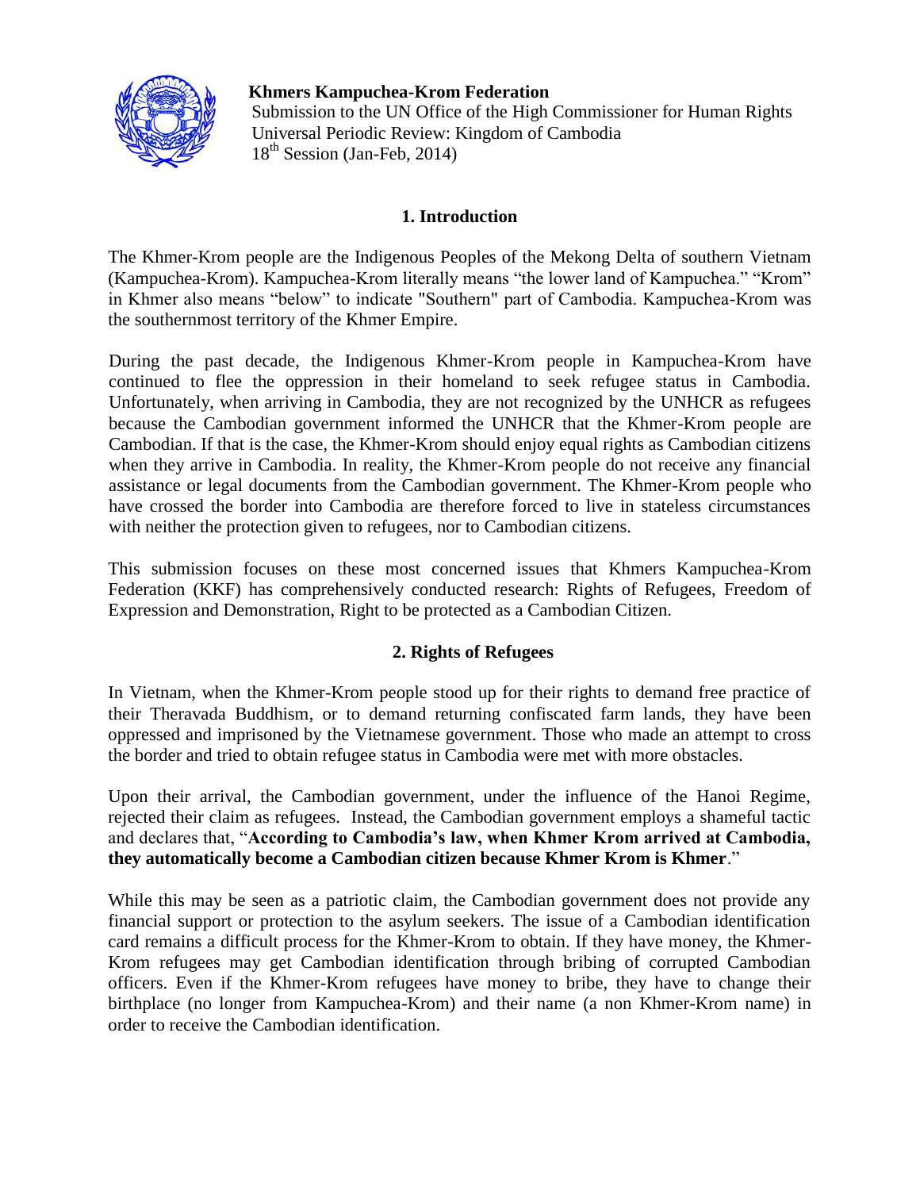**Khmers Kampuchea-Krom Federation**

Submission to the UN Office of the High Commissioner for Human Rights
Universal Periodic Review: Kingdom of Cambodia
18th Session (Jan-Feb, 2014)

## 1. Introduction

The Khmer-Krom people are the Indigenous Peoples of the Mekong Delta of southern Vietnam (Kampuchea-Krom). Kampuchea-Krom literally means "the lower land of Kampuchea." "Krom" in Khmer also means "below" to indicate "Southern" part of Cambodia. Kampuchea-Krom was the southernmost territory of the Khmer Empire.

During the past decade, the Indigenous Khmer-Krom people in Kampuchea-Krom have continued to flee the oppression in their homeland to seek refugee status in Cambodia. Unfortunately, when arriving in Cambodia, they are not recognized by the UNHCR as refugees because the Cambodian government informed the UNHCR that the Khmer-Krom people are Cambodian. If that is the case, the Khmer-Krom should enjoy equal rights as Cambodian citizens when they arrive in Cambodia. In reality, the Khmer-Krom people do not receive any financial assistance or legal documents from the Cambodian government. The Khmer-Krom people who have crossed the border into Cambodia are therefore forced to live in stateless circumstances with neither the protection given to refugees, nor to Cambodian citizens.

This submission focuses on these most concerned issues that Khmers Kampuchea-Krom Federation (KKF) has comprehensively conducted research: Rights of Refugees, Freedom of Expression and Demonstration, Right to be protected as a Cambodian Citizen.

## 2. Rights of Refugees

In Vietnam, when the Khmer-Krom people stood up for their rights to demand free practice of their Theravada Buddhism, or to demand returning confiscated farm lands, they have been oppressed and imprisoned by the Vietnamese government. Those who made an attempt to cross the border and tried to obtain refugee status in Cambodia were met with more obstacles.

Upon their arrival, the Cambodian government, under the influence of the Hanoi Regime, rejected their claim as refugees. Instead, the Cambodian government employs a shameful tactic and declares that, "**According to Cambodia's law, when Khmer Krom arrived at Cambodia, they automatically become a Cambodian citizen because Khmer Krom is Khmer**."

While this may be seen as a patriotic claim, the Cambodian government does not provide any financial support or protection to the asylum seekers. The issue of a Cambodian identification card remains a difficult process for the Khmer-Krom to obtain. If they have money, the Khmer-Krom refugees may get Cambodian identification through bribing of corrupted Cambodian officers. Even if the Khmer-Krom refugees have money to bribe, they have to change their birthplace (no longer from Kampuchea-Krom) and their name (a non Khmer-Krom name) in order to receive the Cambodian identification.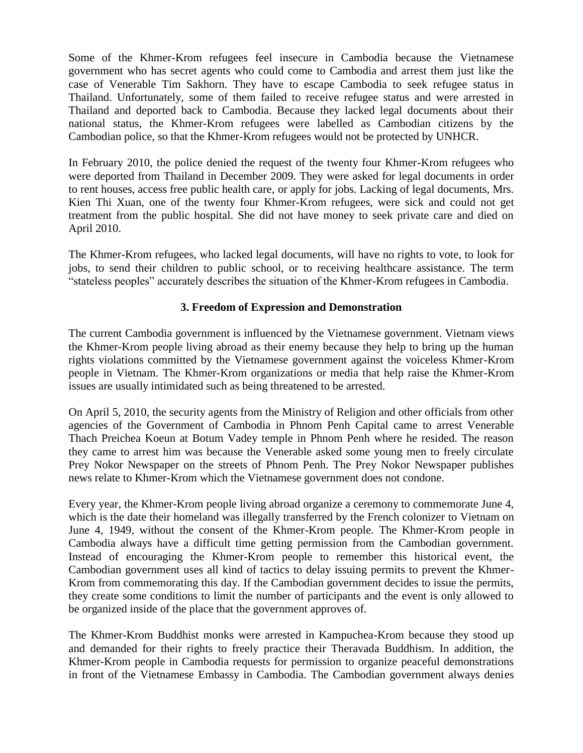Some of the Khmer-Krom refugees feel insecure in Cambodia because the Vietnamese government who has secret agents who could come to Cambodia and arrest them just like the case of Venerable Tim Sakhorn. They have to escape Cambodia to seek refugee status in Thailand. Unfortunately, some of them failed to receive refugee status and were arrested in Thailand and deported back to Cambodia. Because they lacked legal documents about their national status, the Khmer-Krom refugees were labelled as Cambodian citizens by the Cambodian police, so that the Khmer-Krom refugees would not be protected by UNHCR.

In February 2010, the police denied the request of the twenty four Khmer-Krom refugees who were deported from Thailand in December 2009. They were asked for legal documents in order to rent houses, access free public health care, or apply for jobs. Lacking of legal documents, Mrs. Kien Thi Xuan, one of the twenty four Khmer-Krom refugees, were sick and could not get treatment from the public hospital. She did not have money to seek private care and died on April 2010.

The Khmer-Krom refugees, who lacked legal documents, will have no rights to vote, to look for jobs, to send their children to public school, or to receiving healthcare assistance. The term "stateless peoples" accurately describes the situation of the Khmer-Krom refugees in Cambodia.

### 3. Freedom of Expression and Demonstration

The current Cambodia government is influenced by the Vietnamese government. Vietnam views the Khmer-Krom people living abroad as their enemy because they help to bring up the human rights violations committed by the Vietnamese government against the voiceless Khmer-Krom people in Vietnam. The Khmer-Krom organizations or media that help raise the Khmer-Krom issues are usually intimidated such as being threatened to be arrested.

On April 5, 2010, the security agents from the Ministry of Religion and other officials from other agencies of the Government of Cambodia in Phnom Penh Capital came to arrest Venerable Thach Preichea Koeun at Botum Vadey temple in Phnom Penh where he resided. The reason they came to arrest him was because the Venerable asked some young men to freely circulate Prey Nokor Newspaper on the streets of Phnom Penh. The Prey Nokor Newspaper publishes news relate to Khmer-Krom which the Vietnamese government does not condone.

Every year, the Khmer-Krom people living abroad organize a ceremony to commemorate June 4, which is the date their homeland was illegally transferred by the French colonizer to Vietnam on June 4, 1949, without the consent of the Khmer-Krom people. The Khmer-Krom people in Cambodia always have a difficult time getting permission from the Cambodian government. Instead of encouraging the Khmer-Krom people to remember this historical event, the Cambodian government uses all kind of tactics to delay issuing permits to prevent the Khmer-Krom from commemorating this day. If the Cambodian government decides to issue the permits, they create some conditions to limit the number of participants and the event is only allowed to be organized inside of the place that the government approves of.

The Khmer-Krom Buddhist monks were arrested in Kampuchea-Krom because they stood up and demanded for their rights to freely practice their Theravada Buddhism. In addition, the Khmer-Krom people in Cambodia requests for permission to organize peaceful demonstrations in front of the Vietnamese Embassy in Cambodia. The Cambodian government always denies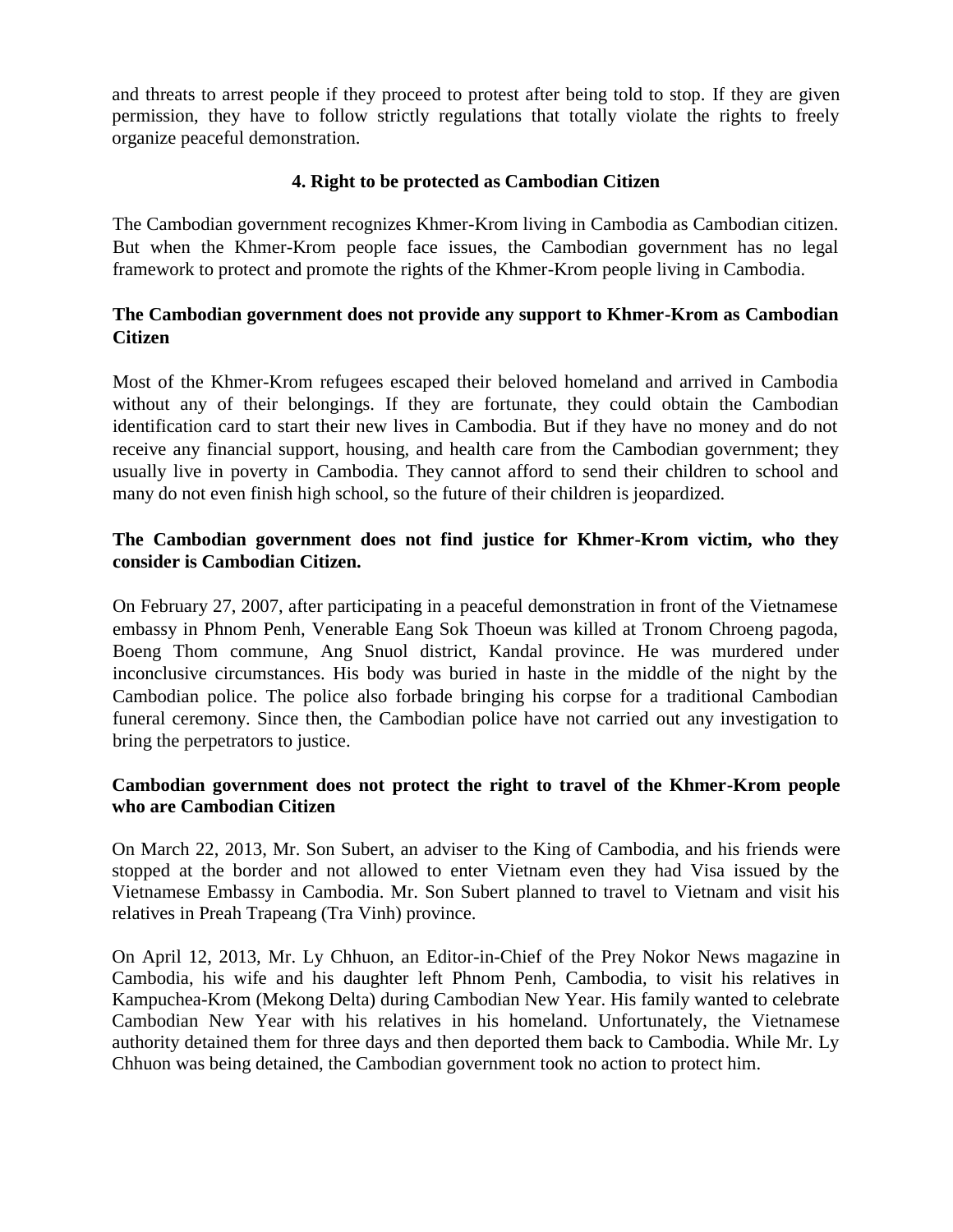and threats to arrest people if they proceed to protest after being told to stop. If they are given permission, they have to follow strictly regulations that totally violate the rights to freely organize peaceful demonstration.

## 4. Right to be protected as Cambodian Citizen

The Cambodian government recognizes Khmer-Krom living in Cambodia as Cambodian citizen. But when the Khmer-Krom people face issues, the Cambodian government has no legal framework to protect and promote the rights of the Khmer-Krom people living in Cambodia.

### The Cambodian government does not provide any support to Khmer-Krom as Cambodian Citizen

Most of the Khmer-Krom refugees escaped their beloved homeland and arrived in Cambodia without any of their belongings. If they are fortunate, they could obtain the Cambodian identification card to start their new lives in Cambodia. But if they have no money and do not receive any financial support, housing, and health care from the Cambodian government; they usually live in poverty in Cambodia. They cannot afford to send their children to school and many do not even finish high school, so the future of their children is jeopardized.

### The Cambodian government does not find justice for Khmer-Krom victim, who they consider is Cambodian Citizen.

On February 27, 2007, after participating in a peaceful demonstration in front of the Vietnamese embassy in Phnom Penh, Venerable Eang Sok Thoeun was killed at Tronom Chroeng pagoda, Boeng Thom commune, Ang Snuol district, Kandal province. He was murdered under inconclusive circumstances. His body was buried in haste in the middle of the night by the Cambodian police. The police also forbade bringing his corpse for a traditional Cambodian funeral ceremony. Since then, the Cambodian police have not carried out any investigation to bring the perpetrators to justice.

### Cambodian government does not protect the right to travel of the Khmer-Krom people who are Cambodian Citizen

On March 22, 2013, Mr. Son Subert, an adviser to the King of Cambodia, and his friends were stopped at the border and not allowed to enter Vietnam even they had Visa issued by the Vietnamese Embassy in Cambodia. Mr. Son Subert planned to travel to Vietnam and visit his relatives in Preah Trapeang (Tra Vinh) province.

On April 12, 2013, Mr. Ly Chhuon, an Editor-in-Chief of the Prey Nokor News magazine in Cambodia, his wife and his daughter left Phnom Penh, Cambodia, to visit his relatives in Kampuchea-Krom (Mekong Delta) during Cambodian New Year. His family wanted to celebrate Cambodian New Year with his relatives in his homeland. Unfortunately, the Vietnamese authority detained them for three days and then deported them back to Cambodia. While Mr. Ly Chhuon was being detained, the Cambodian government took no action to protect him.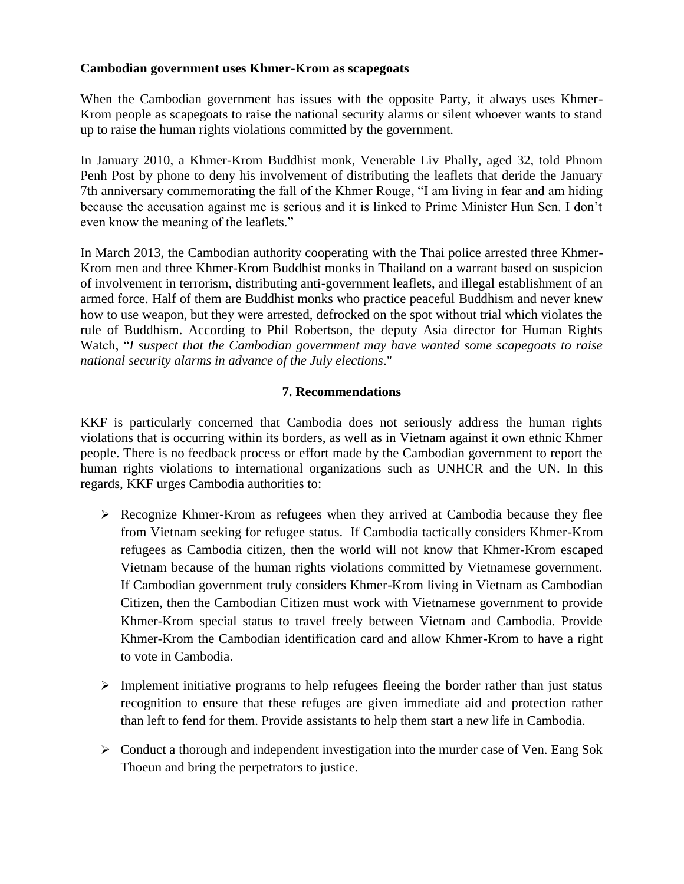**Cambodian government uses Khmer-Krom as scapegoats**

When the Cambodian government has issues with the opposite Party, it always uses Khmer-Krom people as scapegoats to raise the national security alarms or silent whoever wants to stand up to raise the human rights violations committed by the government.

In January 2010, a Khmer-Krom Buddhist monk, Venerable Liv Phally, aged 32, told Phnom Penh Post by phone to deny his involvement of distributing the leaflets that deride the January 7th anniversary commemorating the fall of the Khmer Rouge, "I am living in fear and am hiding because the accusation against me is serious and it is linked to Prime Minister Hun Sen. I don't even know the meaning of the leaflets."

In March 2013, the Cambodian authority cooperating with the Thai police arrested three Khmer-Krom men and three Khmer-Krom Buddhist monks in Thailand on a warrant based on suspicion of involvement in terrorism, distributing anti-government leaflets, and illegal establishment of an armed force. Half of them are Buddhist monks who practice peaceful Buddhism and never knew how to use weapon, but they were arrested, defrocked on the spot without trial which violates the rule of Buddhism. According to Phil Robertson, the deputy Asia director for Human Rights Watch, "*I suspect that the Cambodian government may have wanted some scapegoats to raise national security alarms in advance of the July elections*."

## 7. Recommendations

KKF is particularly concerned that Cambodia does not seriously address the human rights violations that is occurring within its borders, as well as in Vietnam against it own ethnic Khmer people. There is no feedback process or effort made by the Cambodian government to report the human rights violations to international organizations such as UNHCR and the UN. In this regards, KKF urges Cambodia authorities to:

- Recognize Khmer-Krom as refugees when they arrived at Cambodia because they flee from Vietnam seeking for refugee status. If Cambodia tactically considers Khmer-Krom refugees as Cambodia citizen, then the world will not know that Khmer-Krom escaped Vietnam because of the human rights violations committed by Vietnamese government. If Cambodian government truly considers Khmer-Krom living in Vietnam as Cambodian Citizen, then the Cambodian Citizen must work with Vietnamese government to provide Khmer-Krom special status to travel freely between Vietnam and Cambodia. Provide Khmer-Krom the Cambodian identification card and allow Khmer-Krom to have a right to vote in Cambodia.
- Implement initiative programs to help refugees fleeing the border rather than just status recognition to ensure that these refuges are given immediate aid and protection rather than left to fend for them. Provide assistants to help them start a new life in Cambodia.
- Conduct a thorough and independent investigation into the murder case of Ven. Eang Sok Thoeun and bring the perpetrators to justice.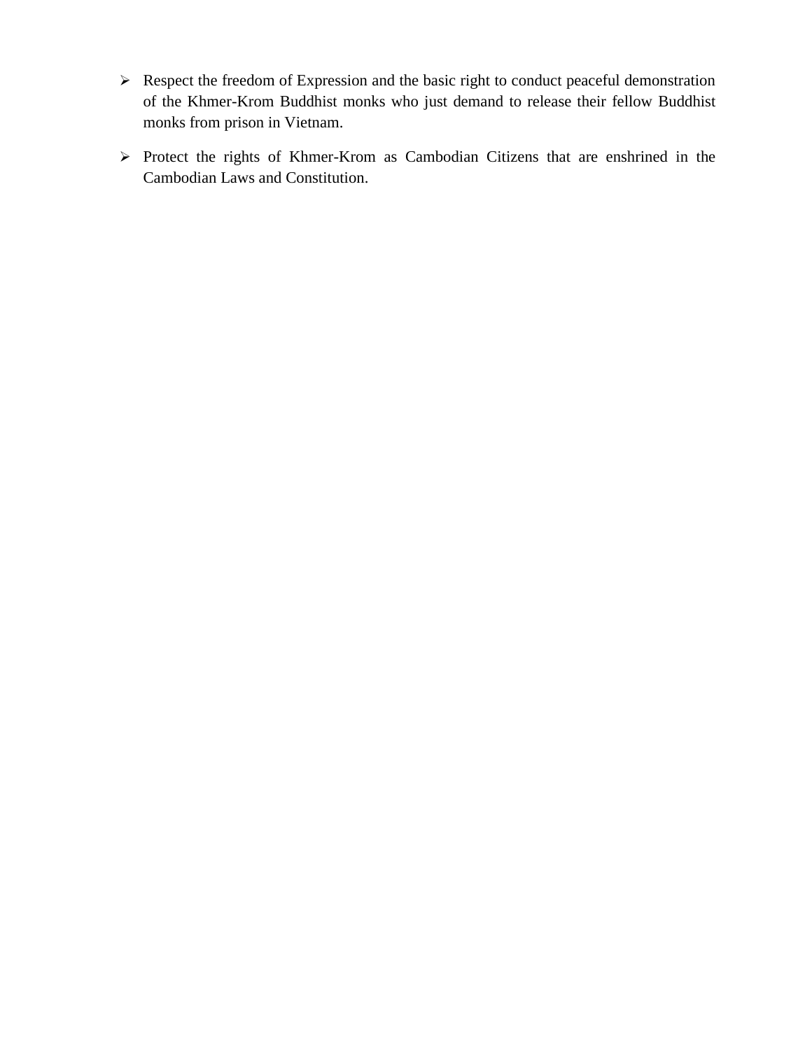- Respect the freedom of Expression and the basic right to conduct peaceful demonstration of the Khmer-Krom Buddhist monks who just demand to release their fellow Buddhist monks from prison in Vietnam.

- Protect the rights of Khmer-Krom as Cambodian Citizens that are enshrined in the Cambodian Laws and Constitution.